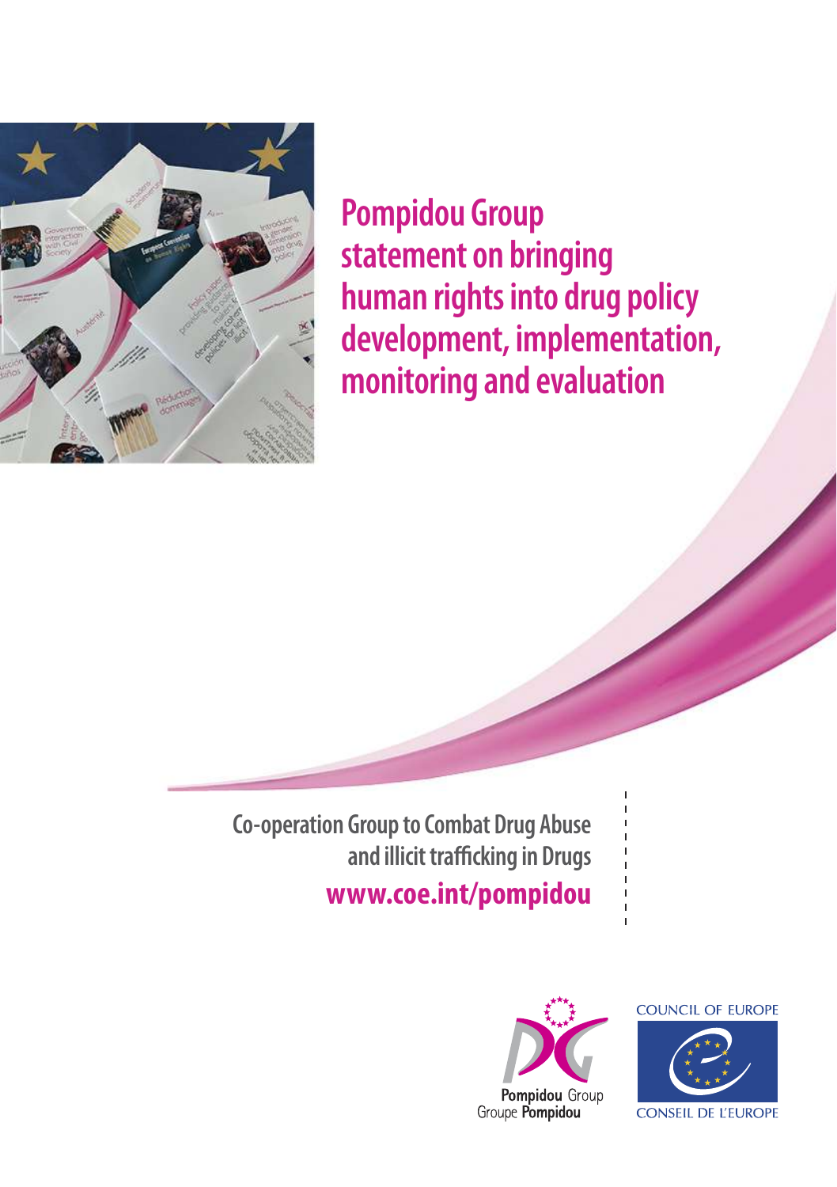# Pompidou Group statement on bringing human rights into drug policy development, implementation, monitoring and evaluation

Co-operation Group to Combat Drug Abuse and illicit trafficking in Drugs

**www.coe.int/pompidou**

**Pompidou** Group
Groupe **Pompidou**

COUNCIL OF EUROPE

CONSEIL DE L'EUROPE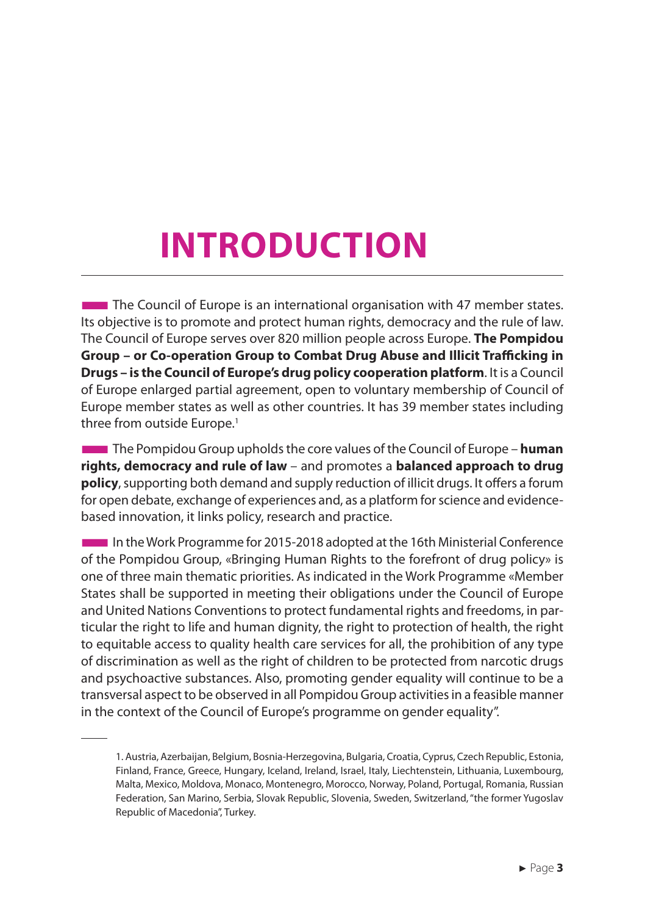# INTRODUCTION

The Council of Europe is an international organisation with 47 member states. Its objective is to promote and protect human rights, democracy and the rule of law. The Council of Europe serves over 820 million people across Europe. **The Pompidou Group – or Co-operation Group to Combat Drug Abuse and Illicit Trafficking in Drugs – is the Council of Europe's drug policy cooperation platform**. It is a Council of Europe enlarged partial agreement, open to voluntary membership of Council of Europe member states as well as other countries. It has 39 member states including three from outside Europe.[1]

The Pompidou Group upholds the core values of the Council of Europe – **human rights, democracy and rule of law** – and promotes a **balanced approach to drug policy**, supporting both demand and supply reduction of illicit drugs. It offers a forum for open debate, exchange of experiences and, as a platform for science and evidence-based innovation, it links policy, research and practice.

In the Work Programme for 2015-2018 adopted at the 16th Ministerial Conference of the Pompidou Group, «Bringing Human Rights to the forefront of drug policy» is one of three main thematic priorities. As indicated in the Work Programme «Member States shall be supported in meeting their obligations under the Council of Europe and United Nations Conventions to protect fundamental rights and freedoms, in particular the right to life and human dignity, the right to protection of health, the right to equitable access to quality health care services for all, the prohibition of any type of discrimination as well as the right of children to be protected from narcotic drugs and psychoactive substances. Also, promoting gender equality will continue to be a transversal aspect to be observed in all Pompidou Group activities in a feasible manner in the context of the Council of Europe's programme on gender equality".

---

1. Austria, Azerbaijan, Belgium, Bosnia-Herzegovina, Bulgaria, Croatia, Cyprus, Czech Republic, Estonia, Finland, France, Greece, Hungary, Iceland, Ireland, Israel, Italy, Liechtenstein, Lithuania, Luxembourg, Malta, Mexico, Moldova, Monaco, Montenegro, Morocco, Norway, Poland, Portugal, Romania, Russian Federation, San Marino, Serbia, Slovak Republic, Slovenia, Sweden, Switzerland, "the former Yugoslav Republic of Macedonia", Turkey.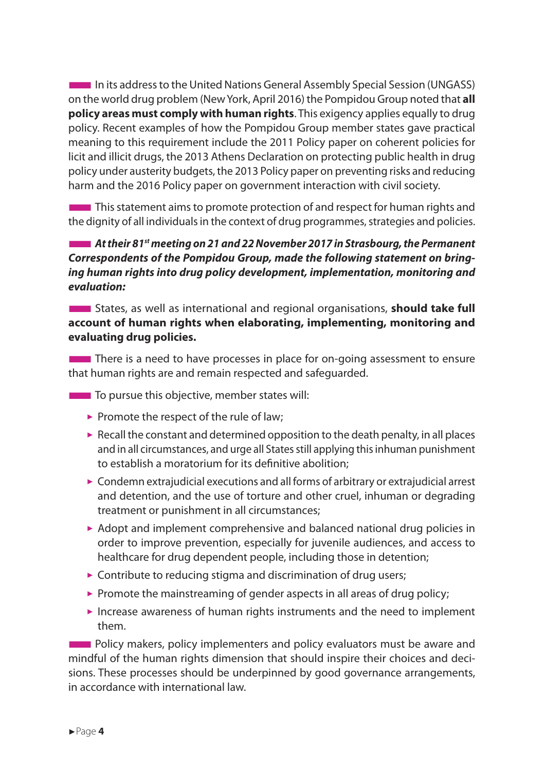In its address to the United Nations General Assembly Special Session (UNGASS) on the world drug problem (New York, April 2016) the Pompidou Group noted that **all policy areas must comply with human rights**. This exigency applies equally to drug policy. Recent examples of how the Pompidou Group member states gave practical meaning to this requirement include the 2011 Policy paper on coherent policies for licit and illicit drugs, the 2013 Athens Declaration on protecting public health in drug policy under austerity budgets, the 2013 Policy paper on preventing risks and reducing harm and the 2016 Policy paper on government interaction with civil society.

This statement aims to promote protection of and respect for human rights and the dignity of all individuals in the context of drug programmes, strategies and policies.

***At their 81st meeting on 21 and 22 November 2017 in Strasbourg, the Permanent Correspondents of the Pompidou Group, made the following statement on bringing human rights into drug policy development, implementation, monitoring and evaluation:***

States, as well as international and regional organisations, **should take full account of human rights when elaborating, implementing, monitoring and evaluating drug policies.**

There is a need to have processes in place for on-going assessment to ensure that human rights are and remain respected and safeguarded.

To pursue this objective, member states will:

- Promote the respect of the rule of law;
- Recall the constant and determined opposition to the death penalty, in all places and in all circumstances, and urge all States still applying this inhuman punishment to establish a moratorium for its definitive abolition;
- Condemn extrajudicial executions and all forms of arbitrary or extrajudicial arrest and detention, and the use of torture and other cruel, inhuman or degrading treatment or punishment in all circumstances;
- Adopt and implement comprehensive and balanced national drug policies in order to improve prevention, especially for juvenile audiences, and access to healthcare for drug dependent people, including those in detention;
- Contribute to reducing stigma and discrimination of drug users;
- Promote the mainstreaming of gender aspects in all areas of drug policy;
- Increase awareness of human rights instruments and the need to implement them.

Policy makers, policy implementers and policy evaluators must be aware and mindful of the human rights dimension that should inspire their choices and decisions. These processes should be underpinned by good governance arrangements, in accordance with international law.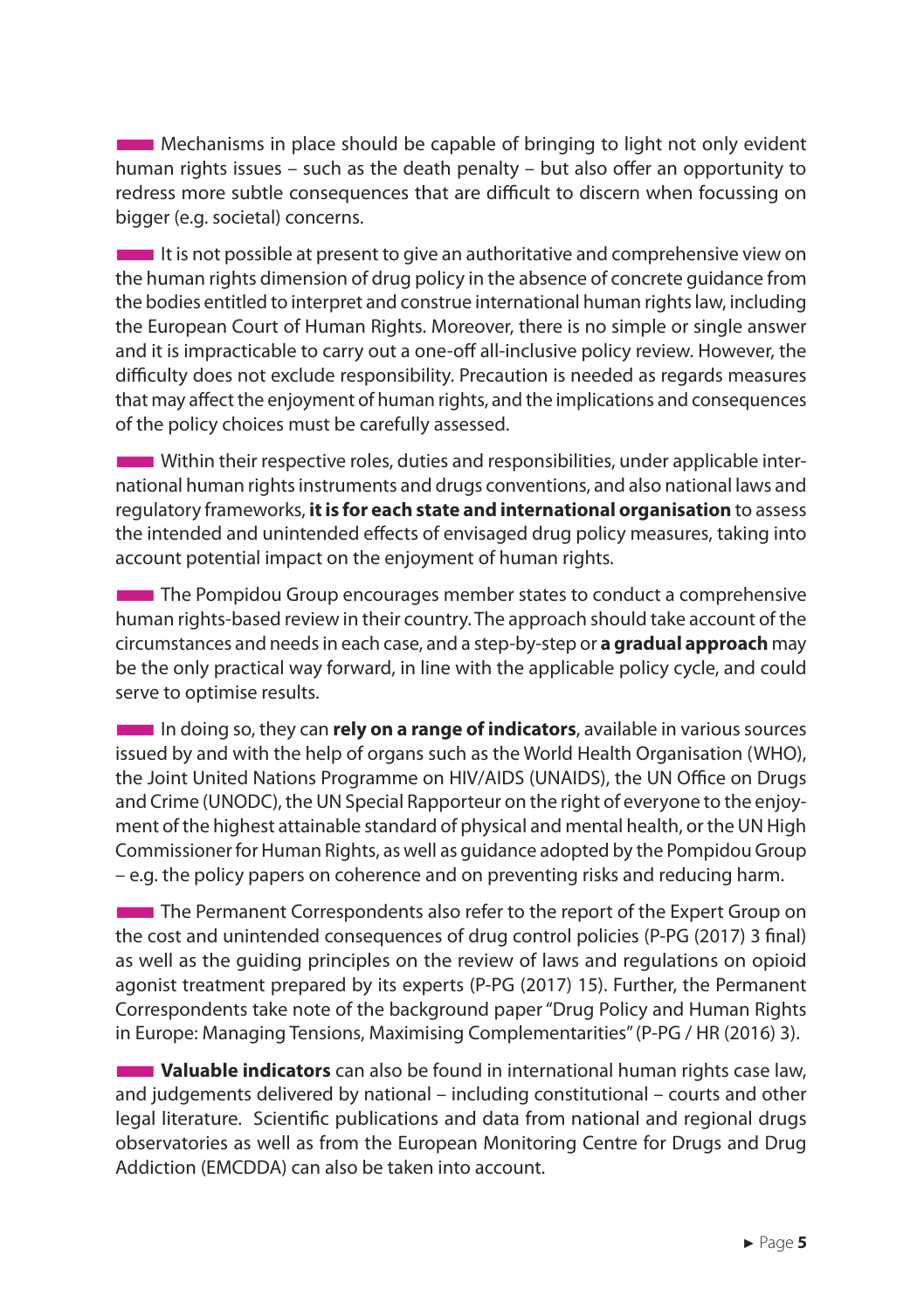Mechanisms in place should be capable of bringing to light not only evident human rights issues – such as the death penalty – but also offer an opportunity to redress more subtle consequences that are difficult to discern when focussing on bigger (e.g. societal) concerns.

It is not possible at present to give an authoritative and comprehensive view on the human rights dimension of drug policy in the absence of concrete guidance from the bodies entitled to interpret and construe international human rights law, including the European Court of Human Rights. Moreover, there is no simple or single answer and it is impracticable to carry out a one-off all-inclusive policy review. However, the difficulty does not exclude responsibility. Precaution is needed as regards measures that may affect the enjoyment of human rights, and the implications and consequences of the policy choices must be carefully assessed.

Within their respective roles, duties and responsibilities, under applicable international human rights instruments and drugs conventions, and also national laws and regulatory frameworks, **it is for each state and international organisation** to assess the intended and unintended effects of envisaged drug policy measures, taking into account potential impact on the enjoyment of human rights.

The Pompidou Group encourages member states to conduct a comprehensive human rights-based review in their country. The approach should take account of the circumstances and needs in each case, and a step-by-step or **a gradual approach** may be the only practical way forward, in line with the applicable policy cycle, and could serve to optimise results.

In doing so, they can **rely on a range of indicators**, available in various sources issued by and with the help of organs such as the World Health Organisation (WHO), the Joint United Nations Programme on HIV/AIDS (UNAIDS), the UN Office on Drugs and Crime (UNODC), the UN Special Rapporteur on the right of everyone to the enjoyment of the highest attainable standard of physical and mental health, or the UN High Commissioner for Human Rights, as well as guidance adopted by the Pompidou Group – e.g. the policy papers on coherence and on preventing risks and reducing harm.

The Permanent Correspondents also refer to the report of the Expert Group on the cost and unintended consequences of drug control policies (P-PG (2017) 3 final) as well as the guiding principles on the review of laws and regulations on opioid agonist treatment prepared by its experts (P-PG (2017) 15). Further, the Permanent Correspondents take note of the background paper "Drug Policy and Human Rights in Europe: Managing Tensions, Maximising Complementarities" (P-PG / HR (2016) 3).

**Valuable indicators** can also be found in international human rights case law, and judgements delivered by national – including constitutional – courts and other legal literature. Scientific publications and data from national and regional drugs observatories as well as from the European Monitoring Centre for Drugs and Drug Addiction (EMCDDA) can also be taken into account.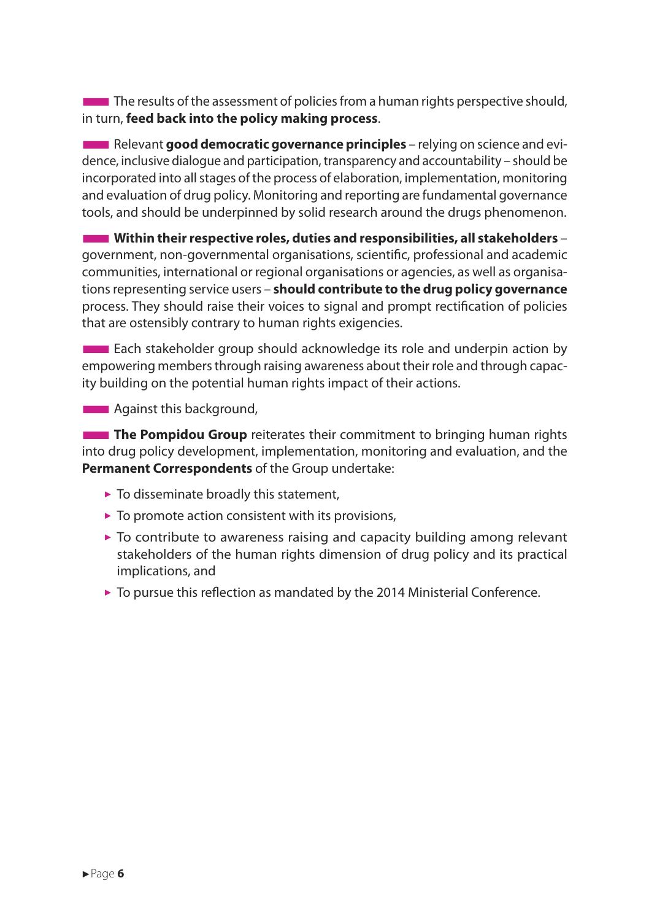The results of the assessment of policies from a human rights perspective should, in turn, **feed back into the policy making process**.

Relevant **good democratic governance principles** – relying on science and evidence, inclusive dialogue and participation, transparency and accountability – should be incorporated into all stages of the process of elaboration, implementation, monitoring and evaluation of drug policy. Monitoring and reporting are fundamental governance tools, and should be underpinned by solid research around the drugs phenomenon.

**Within their respective roles, duties and responsibilities, all stakeholders** – government, non-governmental organisations, scientific, professional and academic communities, international or regional organisations or agencies, as well as organisations representing service users – **should contribute to the drug policy governance** process. They should raise their voices to signal and prompt rectification of policies that are ostensibly contrary to human rights exigencies.

Each stakeholder group should acknowledge its role and underpin action by empowering members through raising awareness about their role and through capacity building on the potential human rights impact of their actions.

Against this background,

**The Pompidou Group** reiterates their commitment to bringing human rights into drug policy development, implementation, monitoring and evaluation, and the **Permanent Correspondents** of the Group undertake:

- To disseminate broadly this statement,
- To promote action consistent with its provisions,
- To contribute to awareness raising and capacity building among relevant stakeholders of the human rights dimension of drug policy and its practical implications, and
- To pursue this reflection as mandated by the 2014 Ministerial Conference.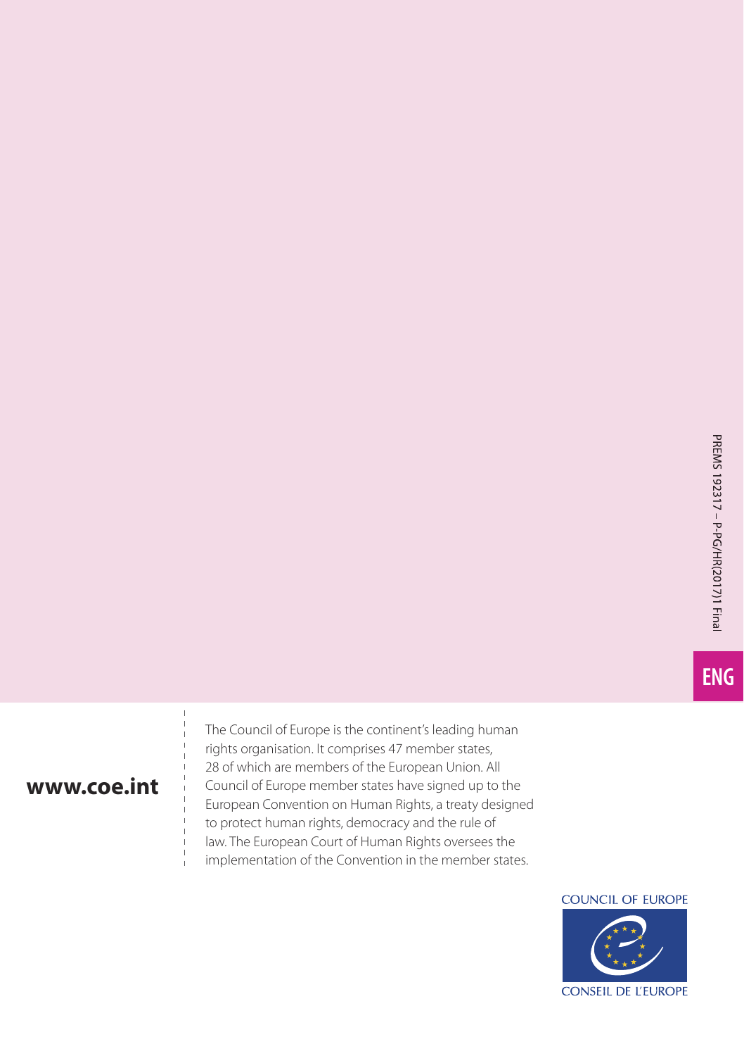PREMS 192317 – P-PG/HR(2017)1 Final

ENG

**www.coe.int**

The Council of Europe is the continent's leading human rights organisation. It comprises 47 member states, 28 of which are members of the European Union. All Council of Europe member states have signed up to the European Convention on Human Rights, a treaty designed to protect human rights, democracy and the rule of law. The European Court of Human Rights oversees the implementation of the Convention in the member states.

COUNCIL OF EUROPE

CONSEIL DE L'EUROPE